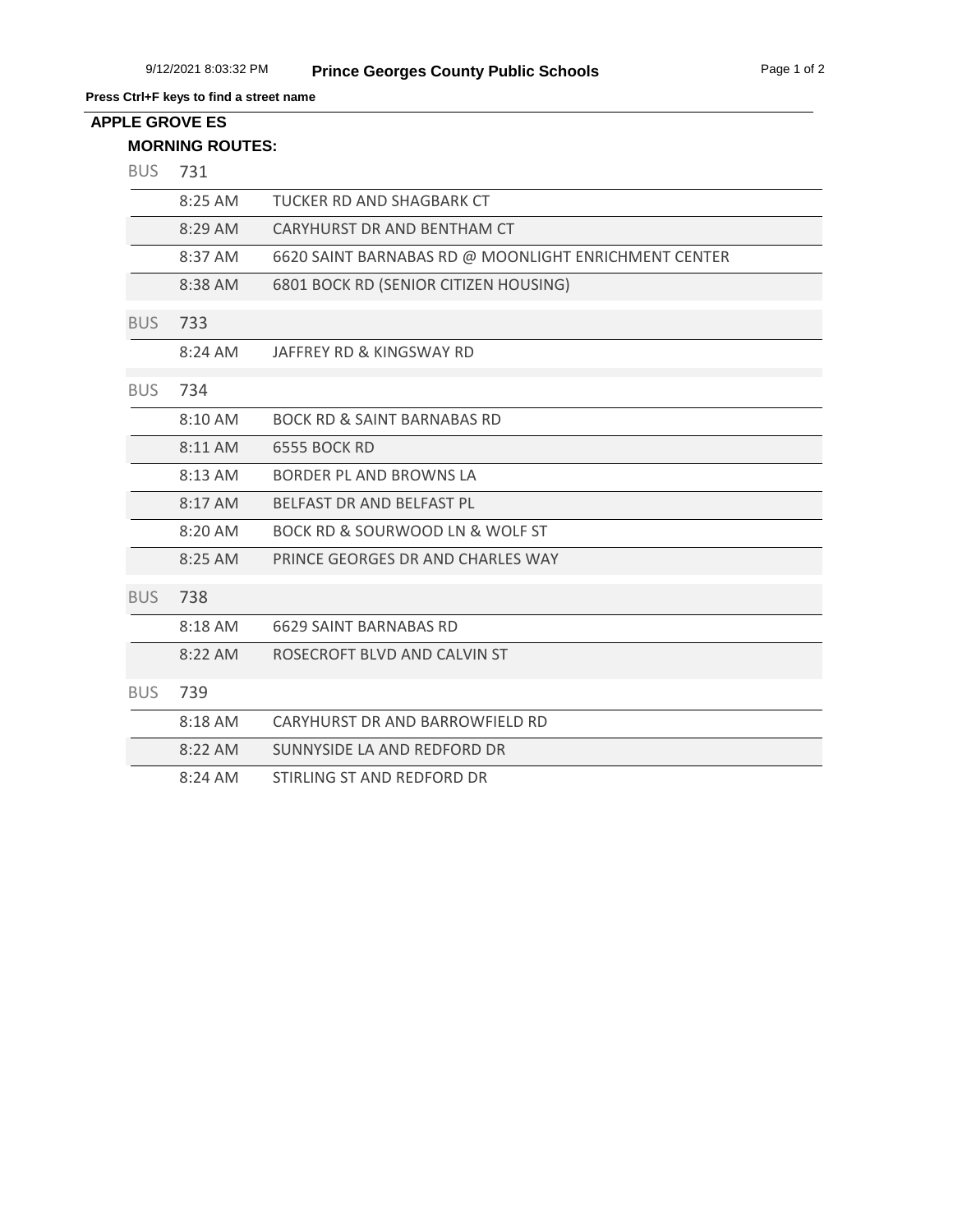Press Ctrl+F keys to find a street name

## APPLE GROVE ES

### MORNING ROUTES:

BUS 731

| | |
|---|---|
| 8:25 AM | TUCKER RD AND SHAGBARK CT |
| 8:29 AM | CARYHURST DR AND BENTHAM CT |
| 8:37 AM | 6620 SAINT BARNABAS RD @ MOONLIGHT ENRICHMENT CENTER |
| 8:38 AM | 6801 BOCK RD (SENIOR CITIZEN HOUSING) |

BUS 733

| | |
|---|---|
| 8:24 AM | JAFFREY RD & KINGSWAY RD |

BUS 734

| | |
|---|---|
| 8:10 AM | BOCK RD & SAINT BARNABAS RD |
| 8:11 AM | 6555 BOCK RD |
| 8:13 AM | BORDER PL AND BROWNS LA |
| 8:17 AM | BELFAST DR AND BELFAST PL |
| 8:20 AM | BOCK RD & SOURWOOD LN & WOLF ST |
| 8:25 AM | PRINCE GEORGES DR AND CHARLES WAY |

BUS 738

| | |
|---|---|
| 8:18 AM | 6629 SAINT BARNABAS RD |
| 8:22 AM | ROSECROFT BLVD AND CALVIN ST |

BUS 739

| | |
|---|---|
| 8:18 AM | CARYHURST DR AND BARROWFIELD RD |
| 8:22 AM | SUNNYSIDE LA AND REDFORD DR |
| 8:24 AM | STIRLING ST AND REDFORD DR |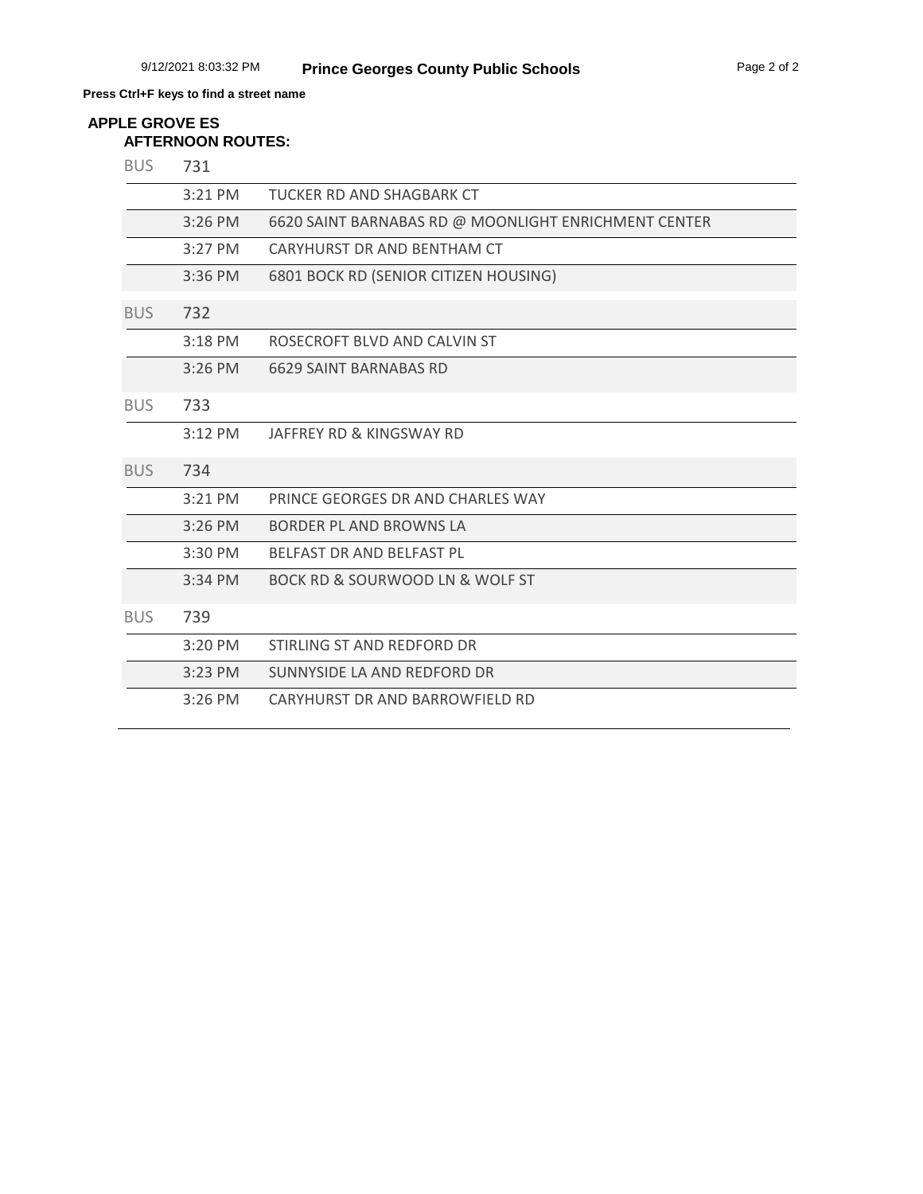**Press Ctrl+F keys to find a street name**

## APPLE GROVE ES

### AFTERNOON ROUTES:

| | | |
|---|---|---|
| BUS | 731 | |
| | 3:21 PM | TUCKER RD AND SHAGBARK CT |
| | 3:26 PM | 6620 SAINT BARNABAS RD @ MOONLIGHT ENRICHMENT CENTER |
| | 3:27 PM | CARYHURST DR AND BENTHAM CT |
| | 3:36 PM | 6801 BOCK RD (SENIOR CITIZEN HOUSING) |
| BUS | 732 | |
| | 3:18 PM | ROSECROFT BLVD AND CALVIN ST |
| | 3:26 PM | 6629 SAINT BARNABAS RD |
| BUS | 733 | |
| | 3:12 PM | JAFFREY RD & KINGSWAY RD |
| BUS | 734 | |
| | 3:21 PM | PRINCE GEORGES DR AND CHARLES WAY |
| | 3:26 PM | BORDER PL AND BROWNS LA |
| | 3:30 PM | BELFAST DR AND BELFAST PL |
| | 3:34 PM | BOCK RD & SOURWOOD LN & WOLF ST |
| BUS | 739 | |
| | 3:20 PM | STIRLING ST AND REDFORD DR |
| | 3:23 PM | SUNNYSIDE LA AND REDFORD DR |
| | 3:26 PM | CARYHURST DR AND BARROWFIELD RD |